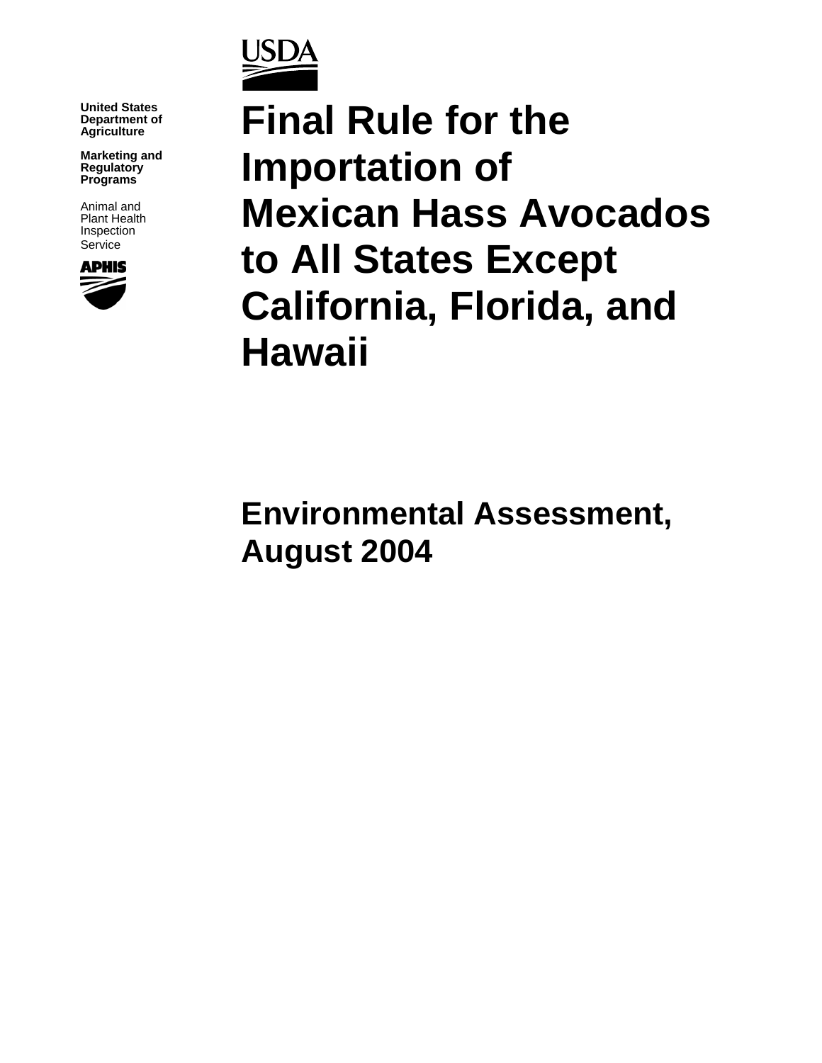United States Department of Agriculture

Marketing and Regulatory Programs

Animal and Plant Health Inspection Service

# Final Rule for the Importation of Mexican Hass Avocados to All States Except California, Florida, and Hawaii

## Environmental Assessment, August 2004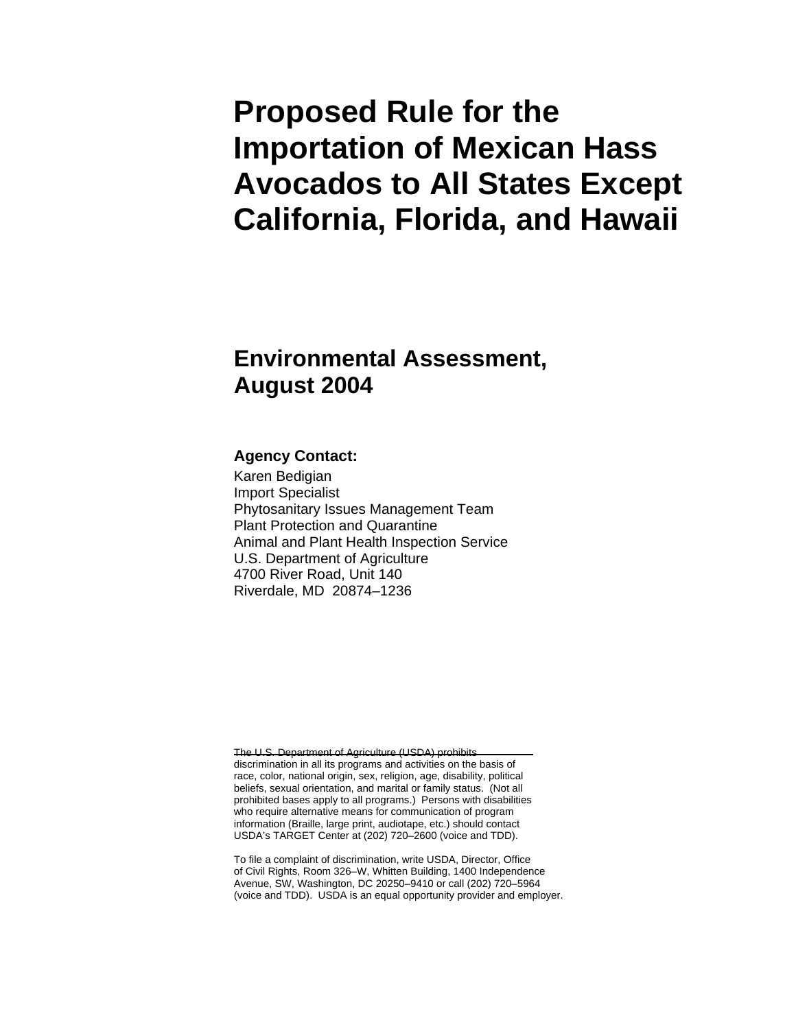# Proposed Rule for the Importation of Mexican Hass Avocados to All States Except California, Florida, and Hawaii

## Environmental Assessment, August 2004

**Agency Contact:**

Karen Bedigian
Import Specialist
Phytosanitary Issues Management Team
Plant Protection and Quarantine
Animal and Plant Health Inspection Service
U.S. Department of Agriculture
4700 River Road, Unit 140
Riverdale, MD 20874–1236

The U.S. Department of Agriculture (USDA) prohibits discrimination in all its programs and activities on the basis of race, color, national origin, sex, religion, age, disability, political beliefs, sexual orientation, and marital or family status. (Not all prohibited bases apply to all programs.) Persons with disabilities who require alternative means for communication of program information (Braille, large print, audiotape, etc.) should contact USDA's TARGET Center at (202) 720–2600 (voice and TDD).

To file a complaint of discrimination, write USDA, Director, Office of Civil Rights, Room 326–W, Whitten Building, 1400 Independence Avenue, SW, Washington, DC 20250–9410 or call (202) 720–5964 (voice and TDD). USDA is an equal opportunity provider and employer.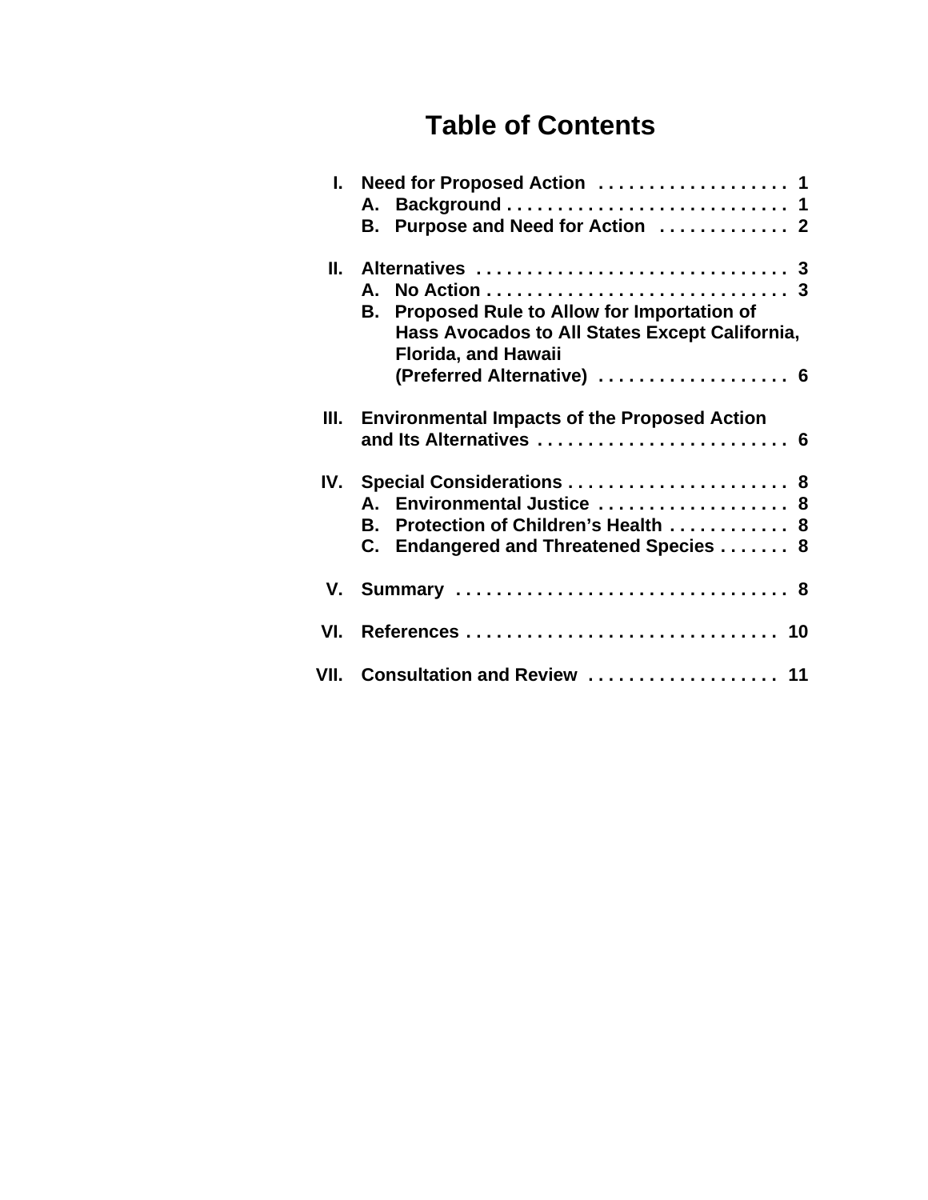# Table of Contents

| | | |
|---|---|---|
| I. | Need for Proposed Action | 1 |
| | A. Background | 1 |
| | B. Purpose and Need for Action | 2 |
| II. | Alternatives | 3 |
| | A. No Action | 3 |
| | B. Proposed Rule to Allow for Importation of Hass Avocados to All States Except California, Florida, and Hawaii (Preferred Alternative) | 6 |
| III. | Environmental Impacts of the Proposed Action and Its Alternatives | 6 |
| IV. | Special Considerations | 8 |
| | A. Environmental Justice | 8 |
| | B. Protection of Children's Health | 8 |
| | C. Endangered and Threatened Species | 8 |
| V. | Summary | 8 |
| VI. | References | 10 |
| VII. | Consultation and Review | 11 |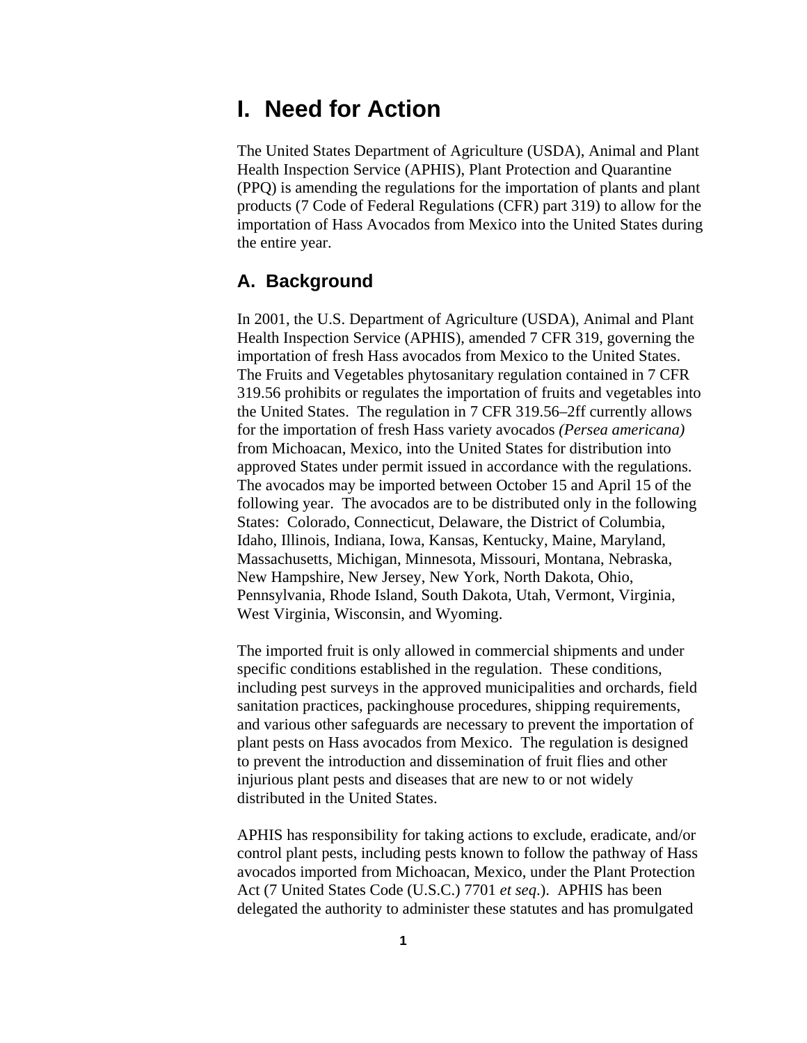# I. Need for Action

The United States Department of Agriculture (USDA), Animal and Plant Health Inspection Service (APHIS), Plant Protection and Quarantine (PPQ) is amending the regulations for the importation of plants and plant products (7 Code of Federal Regulations (CFR) part 319) to allow for the importation of Hass Avocados from Mexico into the United States during the entire year.

## A. Background

In 2001, the U.S. Department of Agriculture (USDA), Animal and Plant Health Inspection Service (APHIS), amended 7 CFR 319, governing the importation of fresh Hass avocados from Mexico to the United States. The Fruits and Vegetables phytosanitary regulation contained in 7 CFR 319.56 prohibits or regulates the importation of fruits and vegetables into the United States. The regulation in 7 CFR 319.56–2ff currently allows for the importation of fresh Hass variety avocados *(Persea americana)* from Michoacan, Mexico, into the United States for distribution into approved States under permit issued in accordance with the regulations. The avocados may be imported between October 15 and April 15 of the following year. The avocados are to be distributed only in the following States: Colorado, Connecticut, Delaware, the District of Columbia, Idaho, Illinois, Indiana, Iowa, Kansas, Kentucky, Maine, Maryland, Massachusetts, Michigan, Minnesota, Missouri, Montana, Nebraska, New Hampshire, New Jersey, New York, North Dakota, Ohio, Pennsylvania, Rhode Island, South Dakota, Utah, Vermont, Virginia, West Virginia, Wisconsin, and Wyoming.

The imported fruit is only allowed in commercial shipments and under specific conditions established in the regulation. These conditions, including pest surveys in the approved municipalities and orchards, field sanitation practices, packinghouse procedures, shipping requirements, and various other safeguards are necessary to prevent the importation of plant pests on Hass avocados from Mexico. The regulation is designed to prevent the introduction and dissemination of fruit flies and other injurious plant pests and diseases that are new to or not widely distributed in the United States.

APHIS has responsibility for taking actions to exclude, eradicate, and/or control plant pests, including pests known to follow the pathway of Hass avocados imported from Michoacan, Mexico, under the Plant Protection Act (7 United States Code (U.S.C.) 7701 *et seq.*). APHIS has been delegated the authority to administer these statutes and has promulgated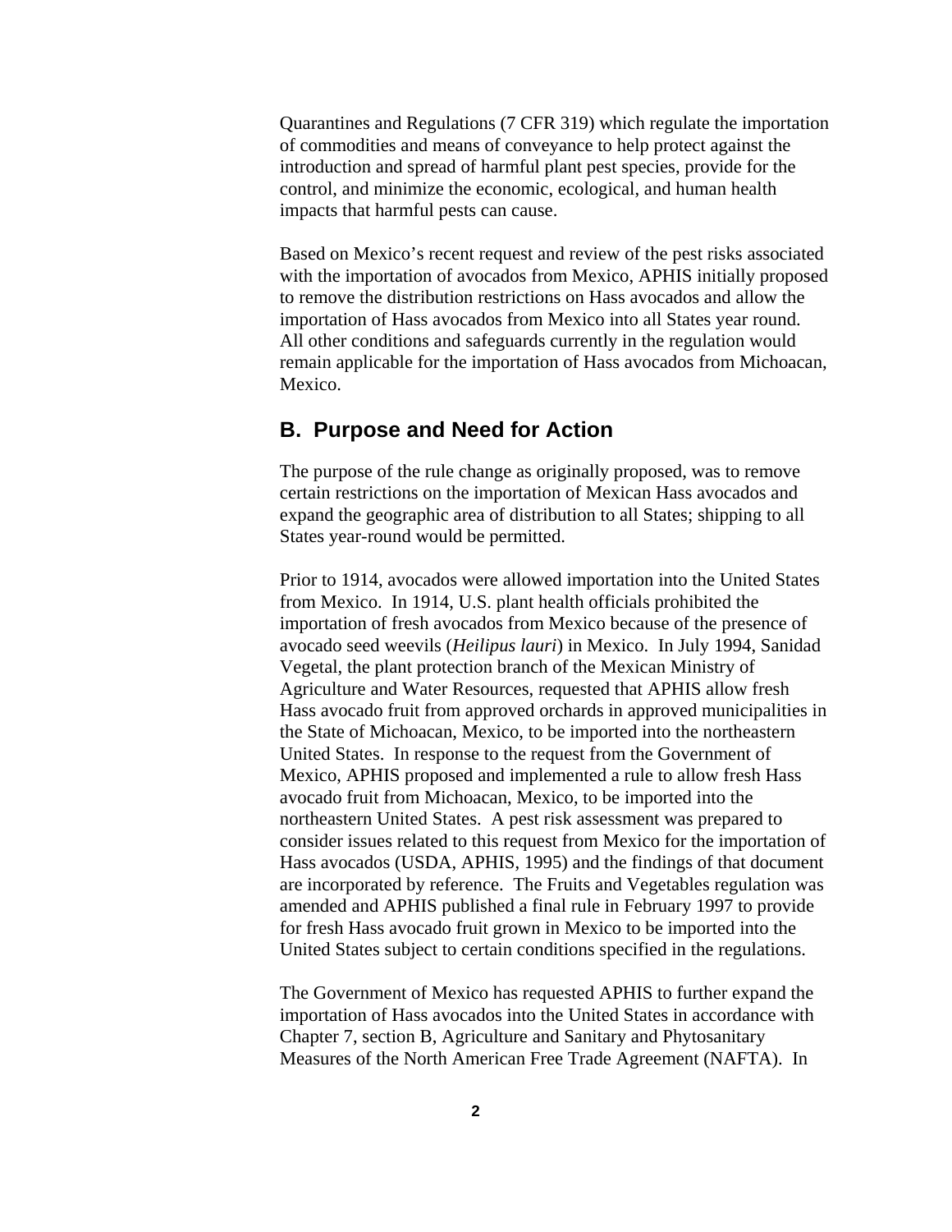Quarantines and Regulations (7 CFR 319) which regulate the importation of commodities and means of conveyance to help protect against the introduction and spread of harmful plant pest species, provide for the control, and minimize the economic, ecological, and human health impacts that harmful pests can cause.

Based on Mexico's recent request and review of the pest risks associated with the importation of avocados from Mexico, APHIS initially proposed to remove the distribution restrictions on Hass avocados and allow the importation of Hass avocados from Mexico into all States year round. All other conditions and safeguards currently in the regulation would remain applicable for the importation of Hass avocados from Michoacan, Mexico.

## B. Purpose and Need for Action

The purpose of the rule change as originally proposed, was to remove certain restrictions on the importation of Mexican Hass avocados and expand the geographic area of distribution to all States; shipping to all States year-round would be permitted.

Prior to 1914, avocados were allowed importation into the United States from Mexico. In 1914, U.S. plant health officials prohibited the importation of fresh avocados from Mexico because of the presence of avocado seed weevils (*Heilipus lauri*) in Mexico. In July 1994, Sanidad Vegetal, the plant protection branch of the Mexican Ministry of Agriculture and Water Resources, requested that APHIS allow fresh Hass avocado fruit from approved orchards in approved municipalities in the State of Michoacan, Mexico, to be imported into the northeastern United States. In response to the request from the Government of Mexico, APHIS proposed and implemented a rule to allow fresh Hass avocado fruit from Michoacan, Mexico, to be imported into the northeastern United States. A pest risk assessment was prepared to consider issues related to this request from Mexico for the importation of Hass avocados (USDA, APHIS, 1995) and the findings of that document are incorporated by reference. The Fruits and Vegetables regulation was amended and APHIS published a final rule in February 1997 to provide for fresh Hass avocado fruit grown in Mexico to be imported into the United States subject to certain conditions specified in the regulations.

The Government of Mexico has requested APHIS to further expand the importation of Hass avocados into the United States in accordance with Chapter 7, section B, Agriculture and Sanitary and Phytosanitary Measures of the North American Free Trade Agreement (NAFTA). In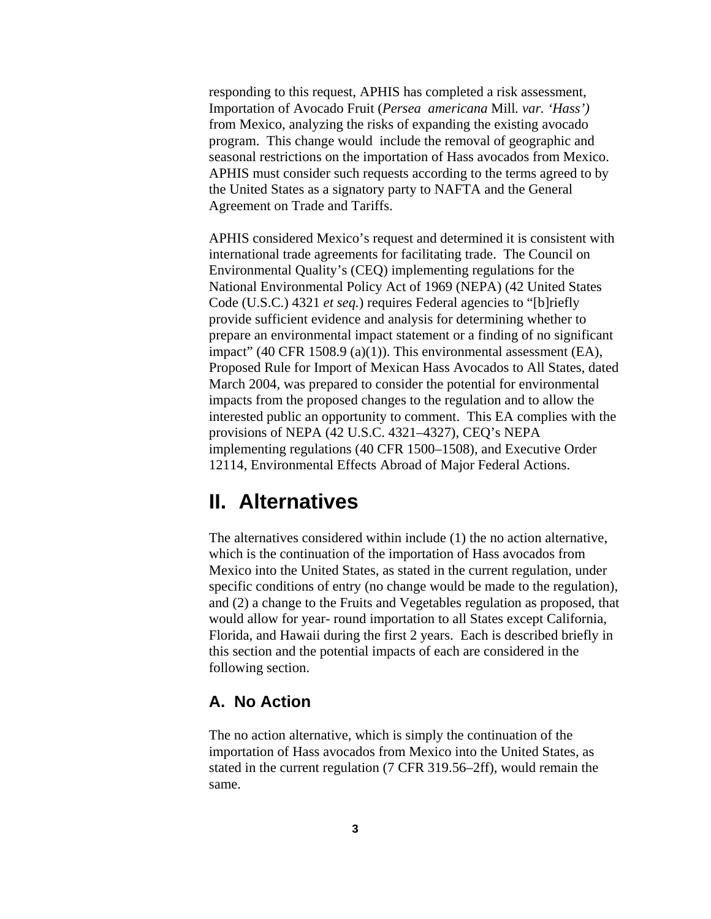responding to this request, APHIS has completed a risk assessment, Importation of Avocado Fruit (*Persea americana* Mill. *var. 'Hass')* from Mexico, analyzing the risks of expanding the existing avocado program. This change would include the removal of geographic and seasonal restrictions on the importation of Hass avocados from Mexico. APHIS must consider such requests according to the terms agreed to by the United States as a signatory party to NAFTA and the General Agreement on Trade and Tariffs.

APHIS considered Mexico's request and determined it is consistent with international trade agreements for facilitating trade. The Council on Environmental Quality's (CEQ) implementing regulations for the National Environmental Policy Act of 1969 (NEPA) (42 United States Code (U.S.C.) 4321 *et seq.*) requires Federal agencies to "[b]riefly provide sufficient evidence and analysis for determining whether to prepare an environmental impact statement or a finding of no significant impact" (40 CFR 1508.9 (a)(1)). This environmental assessment (EA), Proposed Rule for Import of Mexican Hass Avocados to All States, dated March 2004, was prepared to consider the potential for environmental impacts from the proposed changes to the regulation and to allow the interested public an opportunity to comment. This EA complies with the provisions of NEPA (42 U.S.C. 4321–4327), CEQ's NEPA implementing regulations (40 CFR 1500–1508), and Executive Order 12114, Environmental Effects Abroad of Major Federal Actions.

# II. Alternatives

The alternatives considered within include (1) the no action alternative, which is the continuation of the importation of Hass avocados from Mexico into the United States, as stated in the current regulation, under specific conditions of entry (no change would be made to the regulation), and (2) a change to the Fruits and Vegetables regulation as proposed, that would allow for year- round importation to all States except California, Florida, and Hawaii during the first 2 years. Each is described briefly in this section and the potential impacts of each are considered in the following section.

## A. No Action

The no action alternative, which is simply the continuation of the importation of Hass avocados from Mexico into the United States, as stated in the current regulation (7 CFR 319.56–2ff), would remain the same.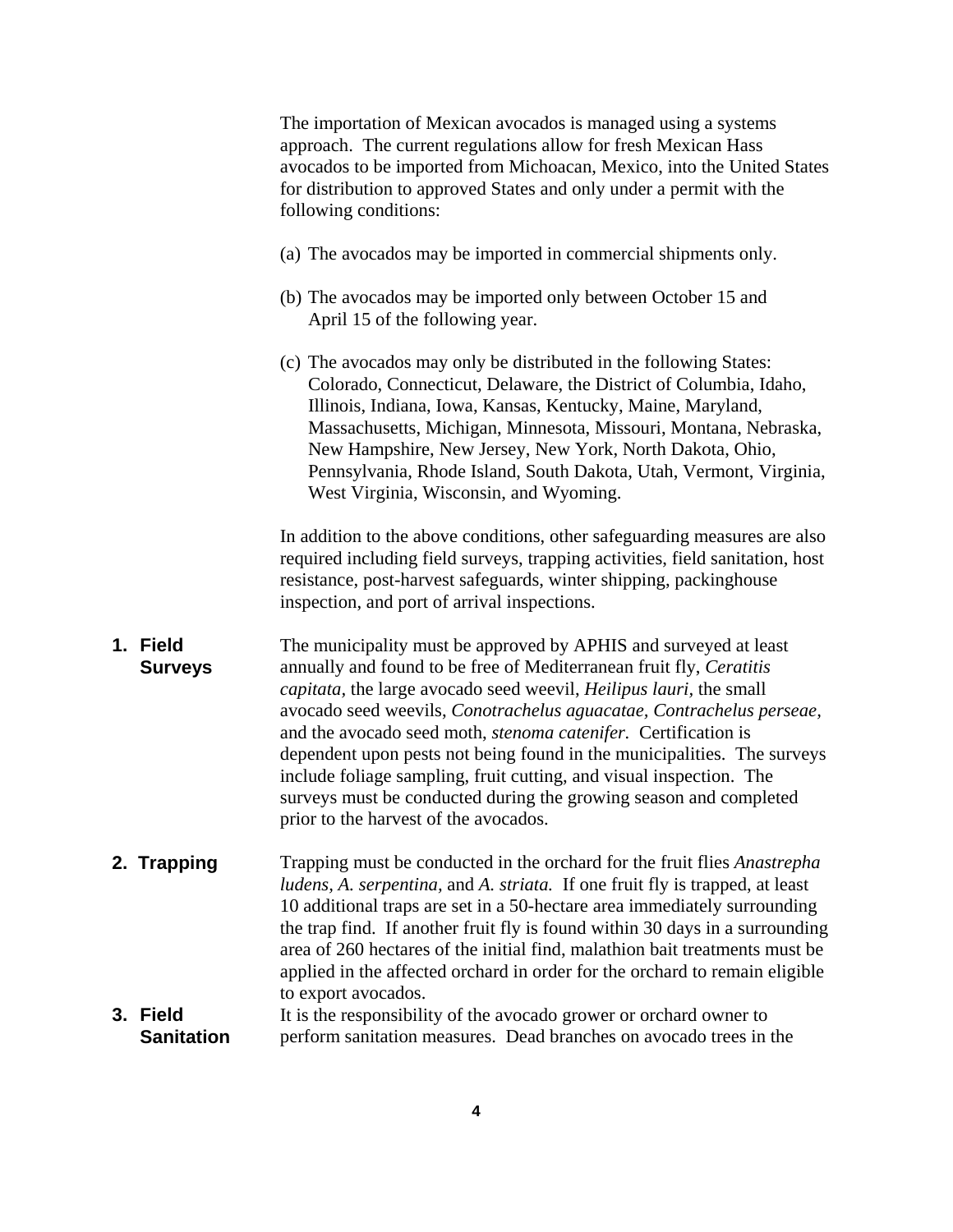The importation of Mexican avocados is managed using a systems approach. The current regulations allow for fresh Mexican Hass avocados to be imported from Michoacan, Mexico, into the United States for distribution to approved States and only under a permit with the following conditions:

(a) The avocados may be imported in commercial shipments only.

(b) The avocados may be imported only between October 15 and April 15 of the following year.

(c) The avocados may only be distributed in the following States: Colorado, Connecticut, Delaware, the District of Columbia, Idaho, Illinois, Indiana, Iowa, Kansas, Kentucky, Maine, Maryland, Massachusetts, Michigan, Minnesota, Missouri, Montana, Nebraska, New Hampshire, New Jersey, New York, North Dakota, Ohio, Pennsylvania, Rhode Island, South Dakota, Utah, Vermont, Virginia, West Virginia, Wisconsin, and Wyoming.

In addition to the above conditions, other safeguarding measures are also required including field surveys, trapping activities, field sanitation, host resistance, post-harvest safeguards, winter shipping, packinghouse inspection, and port of arrival inspections.

**1. Field Surveys**

The municipality must be approved by APHIS and surveyed at least annually and found to be free of Mediterranean fruit fly, *Ceratitis capitata*, the large avocado seed weevil, *Heilipus lauri*, the small avocado seed weevils, *Conotrachelus aguacatae*, *Contrachelus perseae*, and the avocado seed moth, *stenoma catenifer.* Certification is dependent upon pests not being found in the municipalities. The surveys include foliage sampling, fruit cutting, and visual inspection. The surveys must be conducted during the growing season and completed prior to the harvest of the avocados.

**2. Trapping**

Trapping must be conducted in the orchard for the fruit flies *Anastrepha ludens*, *A. serpentina*, and *A. striata.* If one fruit fly is trapped, at least 10 additional traps are set in a 50-hectare area immediately surrounding the trap find. If another fruit fly is found within 30 days in a surrounding area of 260 hectares of the initial find, malathion bait treatments must be applied in the affected orchard in order for the orchard to remain eligible to export avocados.

**3. Field Sanitation**

It is the responsibility of the avocado grower or orchard owner to perform sanitation measures. Dead branches on avocado trees in the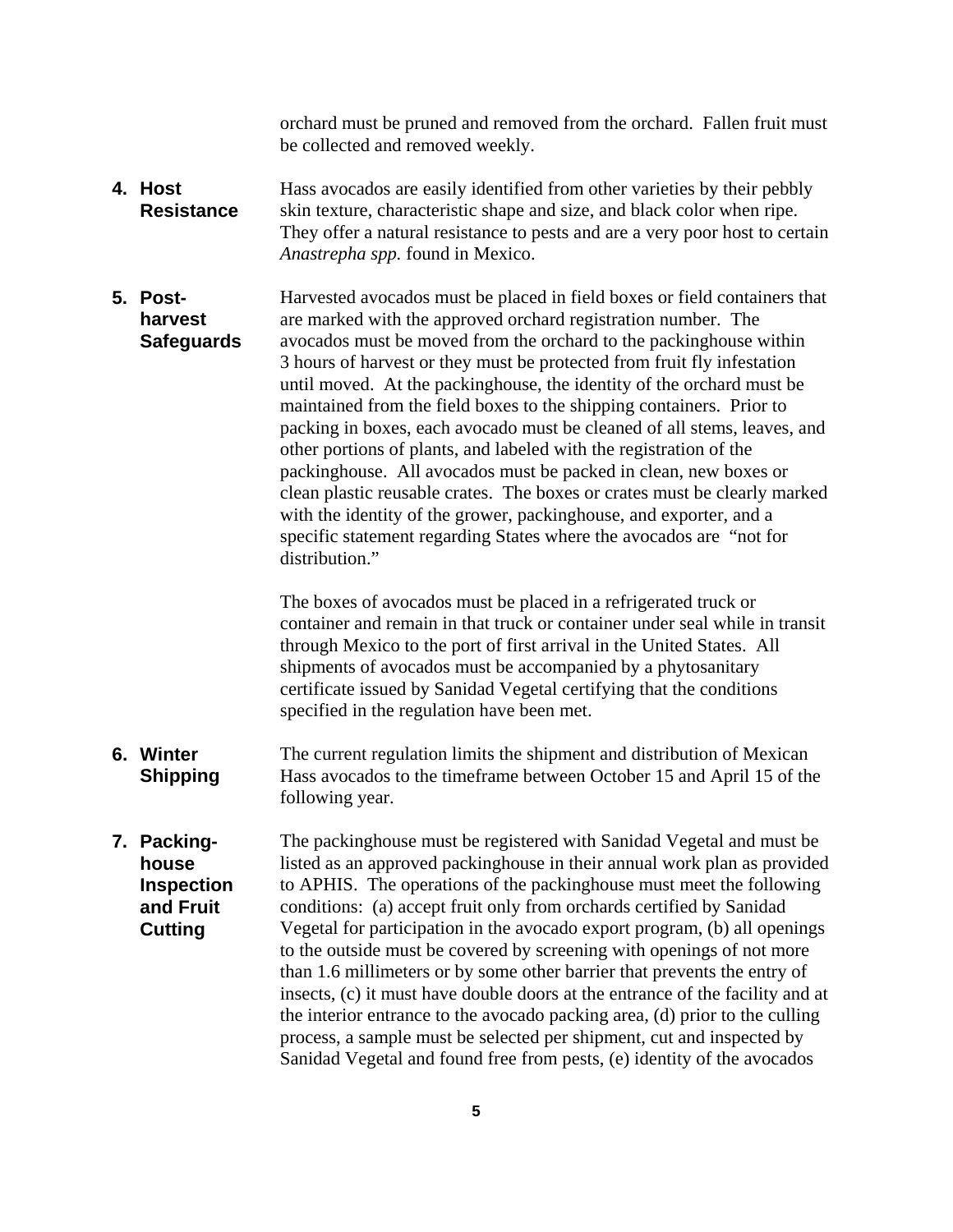orchard must be pruned and removed from the orchard. Fallen fruit must be collected and removed weekly.

**4. Host Resistance**

Hass avocados are easily identified from other varieties by their pebbly skin texture, characteristic shape and size, and black color when ripe. They offer a natural resistance to pests and are a very poor host to certain *Anastrepha spp.* found in Mexico.

**5. Post-harvest Safeguards**

Harvested avocados must be placed in field boxes or field containers that are marked with the approved orchard registration number. The avocados must be moved from the orchard to the packinghouse within 3 hours of harvest or they must be protected from fruit fly infestation until moved. At the packinghouse, the identity of the orchard must be maintained from the field boxes to the shipping containers. Prior to packing in boxes, each avocado must be cleaned of all stems, leaves, and other portions of plants, and labeled with the registration of the packinghouse. All avocados must be packed in clean, new boxes or clean plastic reusable crates. The boxes or crates must be clearly marked with the identity of the grower, packinghouse, and exporter, and a specific statement regarding States where the avocados are "not for distribution."

The boxes of avocados must be placed in a refrigerated truck or container and remain in that truck or container under seal while in transit through Mexico to the port of first arrival in the United States. All shipments of avocados must be accompanied by a phytosanitary certificate issued by Sanidad Vegetal certifying that the conditions specified in the regulation have been met.

**6. Winter Shipping**

The current regulation limits the shipment and distribution of Mexican Hass avocados to the timeframe between October 15 and April 15 of the following year.

**7. Packing-house Inspection and Fruit Cutting**

The packinghouse must be registered with Sanidad Vegetal and must be listed as an approved packinghouse in their annual work plan as provided to APHIS. The operations of the packinghouse must meet the following conditions: (a) accept fruit only from orchards certified by Sanidad Vegetal for participation in the avocado export program, (b) all openings to the outside must be covered by screening with openings of not more than 1.6 millimeters or by some other barrier that prevents the entry of insects, (c) it must have double doors at the entrance of the facility and at the interior entrance to the avocado packing area, (d) prior to the culling process, a sample must be selected per shipment, cut and inspected by Sanidad Vegetal and found free from pests, (e) identity of the avocados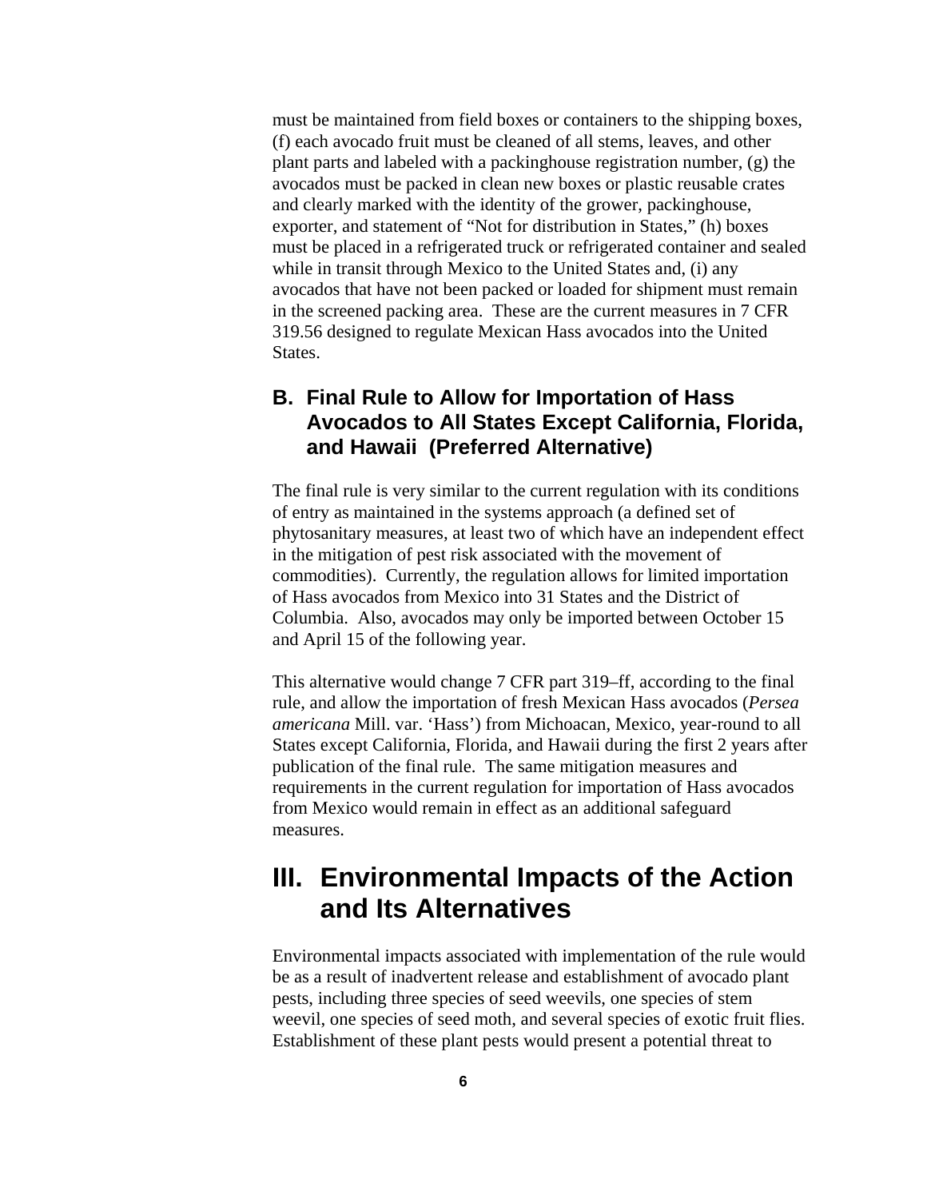must be maintained from field boxes or containers to the shipping boxes, (f) each avocado fruit must be cleaned of all stems, leaves, and other plant parts and labeled with a packinghouse registration number, (g) the avocados must be packed in clean new boxes or plastic reusable crates and clearly marked with the identity of the grower, packinghouse, exporter, and statement of "Not for distribution in States," (h) boxes must be placed in a refrigerated truck or refrigerated container and sealed while in transit through Mexico to the United States and, (i) any avocados that have not been packed or loaded for shipment must remain in the screened packing area. These are the current measures in 7 CFR 319.56 designed to regulate Mexican Hass avocados into the United States.

### B. Final Rule to Allow for Importation of Hass Avocados to All States Except California, Florida, and Hawaii (Preferred Alternative)

The final rule is very similar to the current regulation with its conditions of entry as maintained in the systems approach (a defined set of phytosanitary measures, at least two of which have an independent effect in the mitigation of pest risk associated with the movement of commodities). Currently, the regulation allows for limited importation of Hass avocados from Mexico into 31 States and the District of Columbia. Also, avocados may only be imported between October 15 and April 15 of the following year.

This alternative would change 7 CFR part 319–ff, according to the final rule, and allow the importation of fresh Mexican Hass avocados (*Persea americana* Mill. var. 'Hass') from Michoacan, Mexico, year-round to all States except California, Florida, and Hawaii during the first 2 years after publication of the final rule. The same mitigation measures and requirements in the current regulation for importation of Hass avocados from Mexico would remain in effect as an additional safeguard measures.

## III. Environmental Impacts of the Action and Its Alternatives

Environmental impacts associated with implementation of the rule would be as a result of inadvertent release and establishment of avocado plant pests, including three species of seed weevils, one species of stem weevil, one species of seed moth, and several species of exotic fruit flies. Establishment of these plant pests would present a potential threat to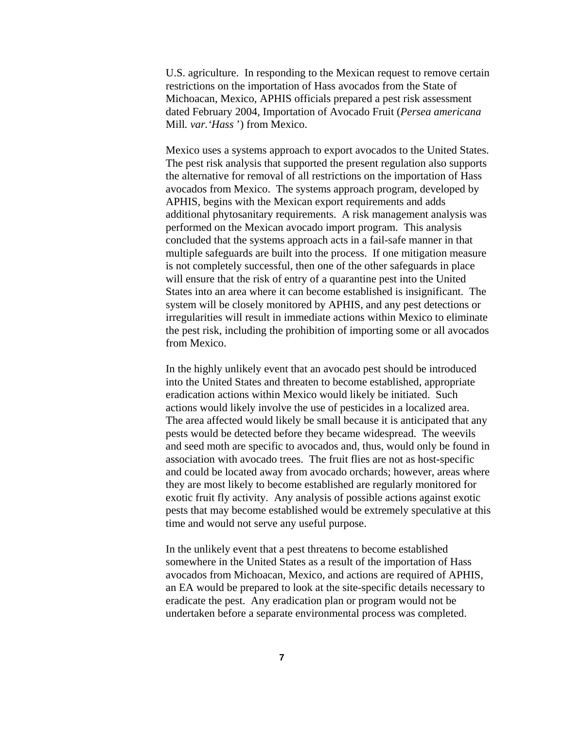U.S. agriculture. In responding to the Mexican request to remove certain restrictions on the importation of Hass avocados from the State of Michoacan, Mexico, APHIS officials prepared a pest risk assessment dated February 2004, Importation of Avocado Fruit (*Persea americana* Mill. *var.'Hass'*) from Mexico.

Mexico uses a systems approach to export avocados to the United States. The pest risk analysis that supported the present regulation also supports the alternative for removal of all restrictions on the importation of Hass avocados from Mexico. The systems approach program, developed by APHIS, begins with the Mexican export requirements and adds additional phytosanitary requirements. A risk management analysis was performed on the Mexican avocado import program. This analysis concluded that the systems approach acts in a fail-safe manner in that multiple safeguards are built into the process. If one mitigation measure is not completely successful, then one of the other safeguards in place will ensure that the risk of entry of a quarantine pest into the United States into an area where it can become established is insignificant. The system will be closely monitored by APHIS, and any pest detections or irregularities will result in immediate actions within Mexico to eliminate the pest risk, including the prohibition of importing some or all avocados from Mexico.

In the highly unlikely event that an avocado pest should be introduced into the United States and threaten to become established, appropriate eradication actions within Mexico would likely be initiated. Such actions would likely involve the use of pesticides in a localized area. The area affected would likely be small because it is anticipated that any pests would be detected before they became widespread. The weevils and seed moth are specific to avocados and, thus, would only be found in association with avocado trees. The fruit flies are not as host-specific and could be located away from avocado orchards; however, areas where they are most likely to become established are regularly monitored for exotic fruit fly activity. Any analysis of possible actions against exotic pests that may become established would be extremely speculative at this time and would not serve any useful purpose.

In the unlikely event that a pest threatens to become established somewhere in the United States as a result of the importation of Hass avocados from Michoacan, Mexico, and actions are required of APHIS, an EA would be prepared to look at the site-specific details necessary to eradicate the pest. Any eradication plan or program would not be undertaken before a separate environmental process was completed.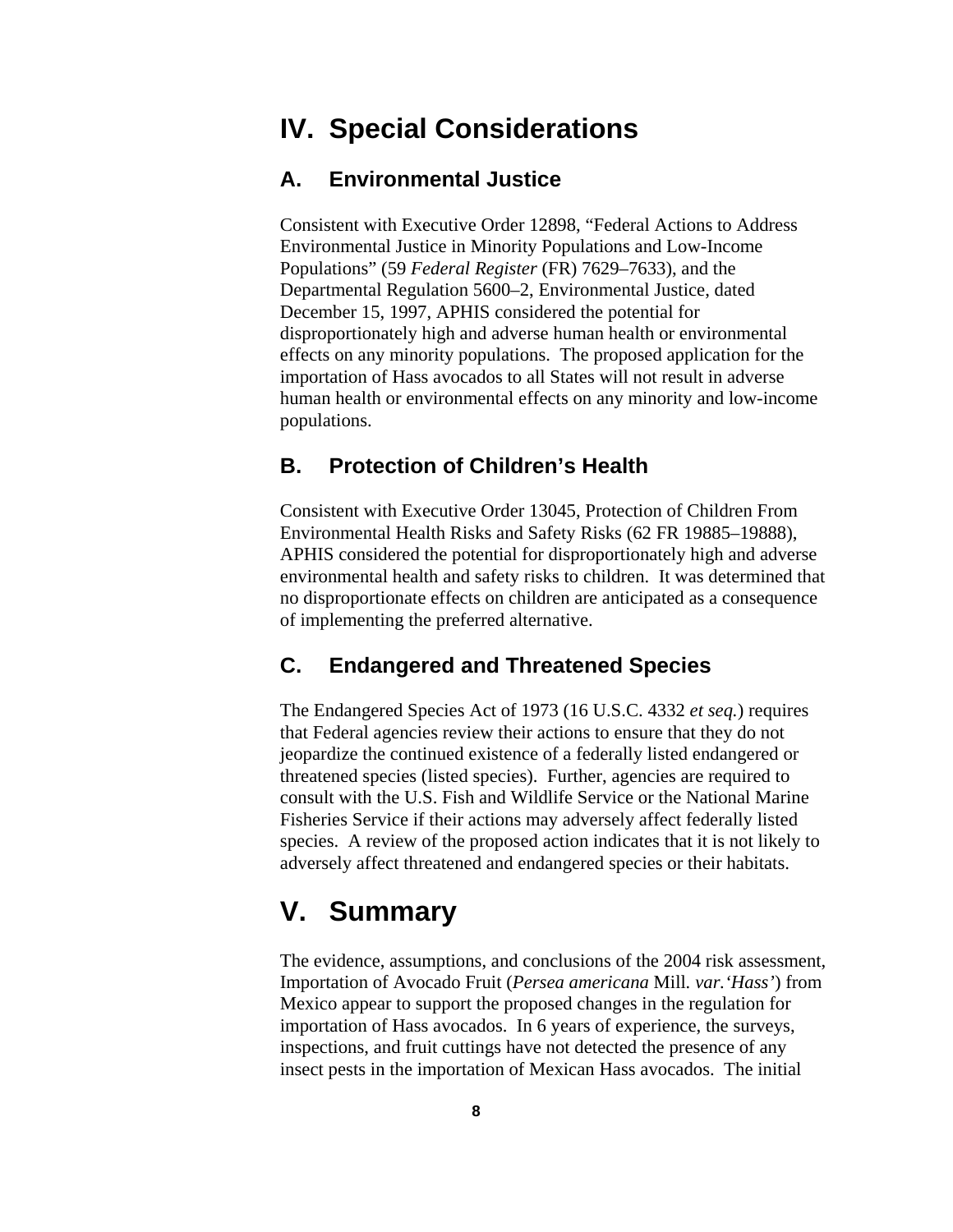# IV. Special Considerations

## A. Environmental Justice

Consistent with Executive Order 12898, "Federal Actions to Address Environmental Justice in Minority Populations and Low-Income Populations" (59 *Federal Register* (FR) 7629–7633), and the Departmental Regulation 5600–2, Environmental Justice, dated December 15, 1997, APHIS considered the potential for disproportionately high and adverse human health or environmental effects on any minority populations. The proposed application for the importation of Hass avocados to all States will not result in adverse human health or environmental effects on any minority and low-income populations.

## B. Protection of Children's Health

Consistent with Executive Order 13045, Protection of Children From Environmental Health Risks and Safety Risks (62 FR 19885–19888), APHIS considered the potential for disproportionately high and adverse environmental health and safety risks to children. It was determined that no disproportionate effects on children are anticipated as a consequence of implementing the preferred alternative.

## C. Endangered and Threatened Species

The Endangered Species Act of 1973 (16 U.S.C. 4332 *et seq.*) requires that Federal agencies review their actions to ensure that they do not jeopardize the continued existence of a federally listed endangered or threatened species (listed species). Further, agencies are required to consult with the U.S. Fish and Wildlife Service or the National Marine Fisheries Service if their actions may adversely affect federally listed species. A review of the proposed action indicates that it is not likely to adversely affect threatened and endangered species or their habitats.

# V. Summary

The evidence, assumptions, and conclusions of the 2004 risk assessment, Importation of Avocado Fruit (*Persea americana* Mill. *var.'Hass'*) from Mexico appear to support the proposed changes in the regulation for importation of Hass avocados. In 6 years of experience, the surveys, inspections, and fruit cuttings have not detected the presence of any insect pests in the importation of Mexican Hass avocados. The initial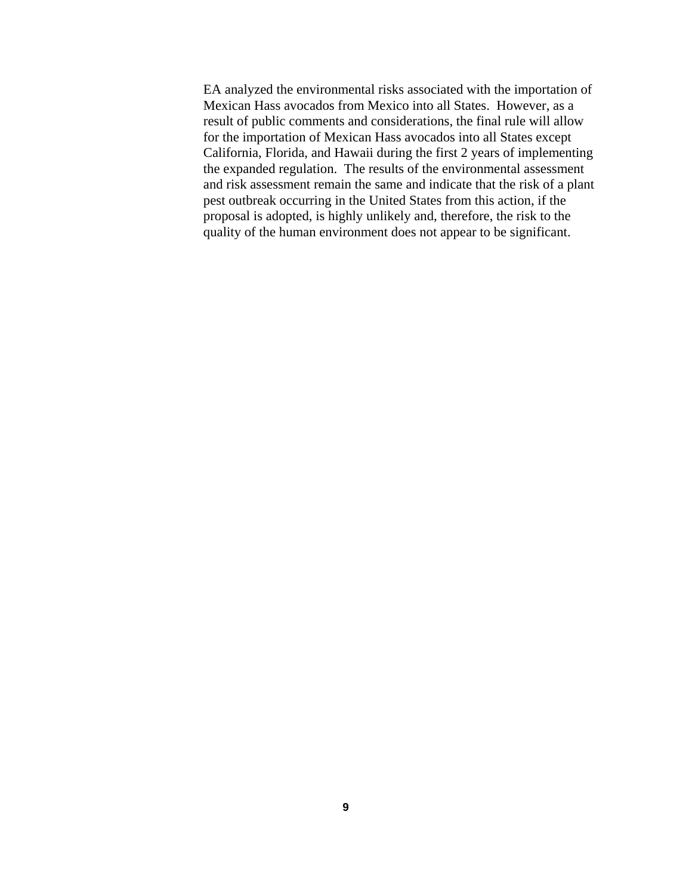EA analyzed the environmental risks associated with the importation of Mexican Hass avocados from Mexico into all States. However, as a result of public comments and considerations, the final rule will allow for the importation of Mexican Hass avocados into all States except California, Florida, and Hawaii during the first 2 years of implementing the expanded regulation. The results of the environmental assessment and risk assessment remain the same and indicate that the risk of a plant pest outbreak occurring in the United States from this action, if the proposal is adopted, is highly unlikely and, therefore, the risk to the quality of the human environment does not appear to be significant.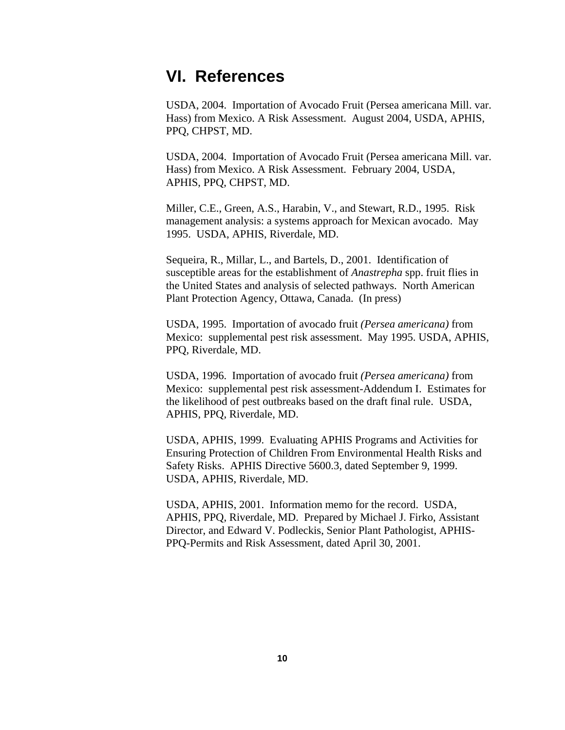# VI. References

USDA, 2004. Importation of Avocado Fruit (Persea americana Mill. var. Hass) from Mexico. A Risk Assessment. August 2004, USDA, APHIS, PPQ, CHPST, MD.

USDA, 2004. Importation of Avocado Fruit (Persea americana Mill. var. Hass) from Mexico. A Risk Assessment. February 2004, USDA, APHIS, PPQ, CHPST, MD.

Miller, C.E., Green, A.S., Harabin, V., and Stewart, R.D., 1995. Risk management analysis: a systems approach for Mexican avocado. May 1995. USDA, APHIS, Riverdale, MD.

Sequeira, R., Millar, L., and Bartels, D., 2001. Identification of susceptible areas for the establishment of *Anastrepha* spp. fruit flies in the United States and analysis of selected pathways. North American Plant Protection Agency, Ottawa, Canada. (In press)

USDA, 1995. Importation of avocado fruit *(Persea americana)* from Mexico: supplemental pest risk assessment. May 1995. USDA, APHIS, PPQ, Riverdale, MD.

USDA, 1996. Importation of avocado fruit *(Persea americana)* from Mexico: supplemental pest risk assessment-Addendum I. Estimates for the likelihood of pest outbreaks based on the draft final rule. USDA, APHIS, PPQ, Riverdale, MD.

USDA, APHIS, 1999. Evaluating APHIS Programs and Activities for Ensuring Protection of Children From Environmental Health Risks and Safety Risks. APHIS Directive 5600.3, dated September 9, 1999. USDA, APHIS, Riverdale, MD.

USDA, APHIS, 2001. Information memo for the record. USDA, APHIS, PPQ, Riverdale, MD. Prepared by Michael J. Firko, Assistant Director, and Edward V. Podleckis, Senior Plant Pathologist, APHIS-PPQ-Permits and Risk Assessment, dated April 30, 2001.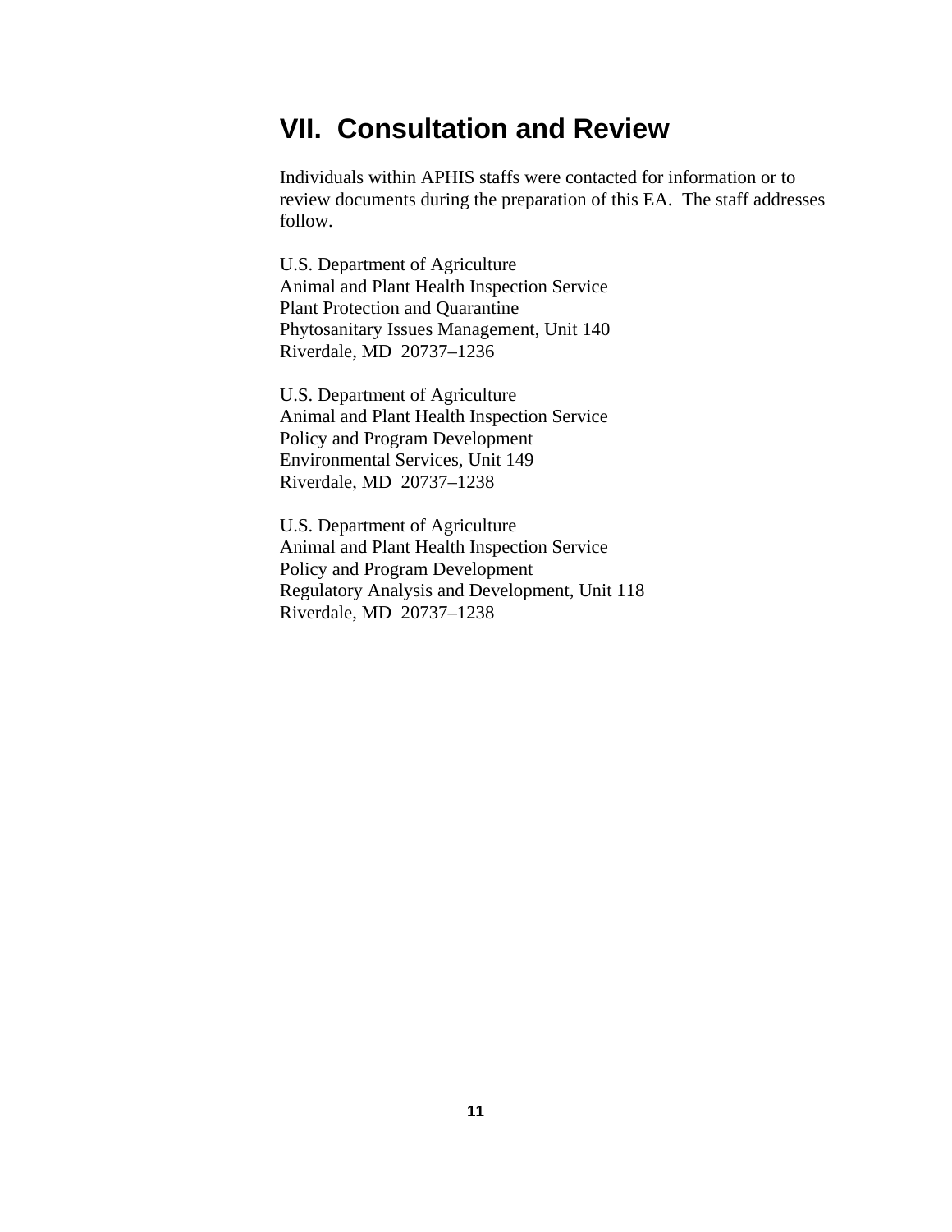## VII. Consultation and Review

Individuals within APHIS staffs were contacted for information or to review documents during the preparation of this EA. The staff addresses follow.

U.S. Department of Agriculture  
Animal and Plant Health Inspection Service  
Plant Protection and Quarantine  
Phytosanitary Issues Management, Unit 140  
Riverdale, MD 20737–1236

U.S. Department of Agriculture  
Animal and Plant Health Inspection Service  
Policy and Program Development  
Environmental Services, Unit 149  
Riverdale, MD 20737–1238

U.S. Department of Agriculture  
Animal and Plant Health Inspection Service  
Policy and Program Development  
Regulatory Analysis and Development, Unit 118  
Riverdale, MD 20737–1238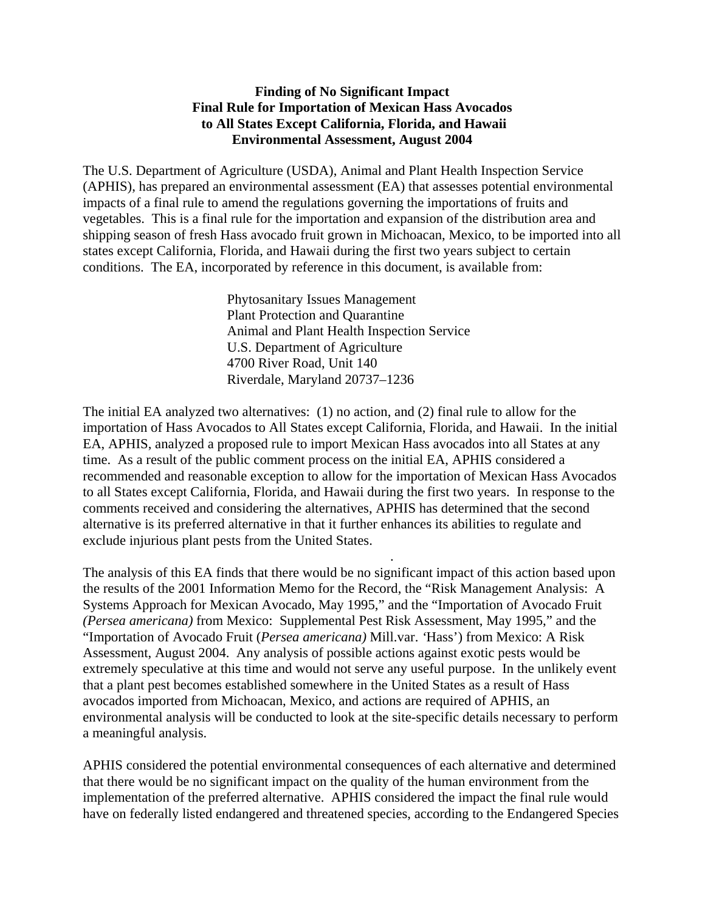**Finding of No Significant Impact**
**Final Rule for Importation of Mexican Hass Avocados**
**to All States Except California, Florida, and Hawaii**
**Environmental Assessment, August 2004**

The U.S. Department of Agriculture (USDA), Animal and Plant Health Inspection Service (APHIS), has prepared an environmental assessment (EA) that assesses potential environmental impacts of a final rule to amend the regulations governing the importations of fruits and vegetables. This is a final rule for the importation and expansion of the distribution area and shipping season of fresh Hass avocado fruit grown in Michoacan, Mexico, to be imported into all states except California, Florida, and Hawaii during the first two years subject to certain conditions. The EA, incorporated by reference in this document, is available from:

Phytosanitary Issues Management
Plant Protection and Quarantine
Animal and Plant Health Inspection Service
U.S. Department of Agriculture
4700 River Road, Unit 140
Riverdale, Maryland 20737–1236

The initial EA analyzed two alternatives: (1) no action, and (2) final rule to allow for the importation of Hass Avocados to All States except California, Florida, and Hawaii. In the initial EA, APHIS, analyzed a proposed rule to import Mexican Hass avocados into all States at any time. As a result of the public comment process on the initial EA, APHIS considered a recommended and reasonable exception to allow for the importation of Mexican Hass Avocados to all States except California, Florida, and Hawaii during the first two years. In response to the comments received and considering the alternatives, APHIS has determined that the second alternative is its preferred alternative in that it further enhances its abilities to regulate and exclude injurious plant pests from the United States.

The analysis of this EA finds that there would be no significant impact of this action based upon the results of the 2001 Information Memo for the Record, the "Risk Management Analysis: A Systems Approach for Mexican Avocado, May 1995," and the "Importation of Avocado Fruit *(Persea americana)* from Mexico: Supplemental Pest Risk Assessment, May 1995," and the "Importation of Avocado Fruit (*Persea americana)* Mill.var. 'Hass') from Mexico: A Risk Assessment, August 2004. Any analysis of possible actions against exotic pests would be extremely speculative at this time and would not serve any useful purpose. In the unlikely event that a plant pest becomes established somewhere in the United States as a result of Hass avocados imported from Michoacan, Mexico, and actions are required of APHIS, an environmental analysis will be conducted to look at the site-specific details necessary to perform a meaningful analysis.

APHIS considered the potential environmental consequences of each alternative and determined that there would be no significant impact on the quality of the human environment from the implementation of the preferred alternative. APHIS considered the impact the final rule would have on federally listed endangered and threatened species, according to the Endangered Species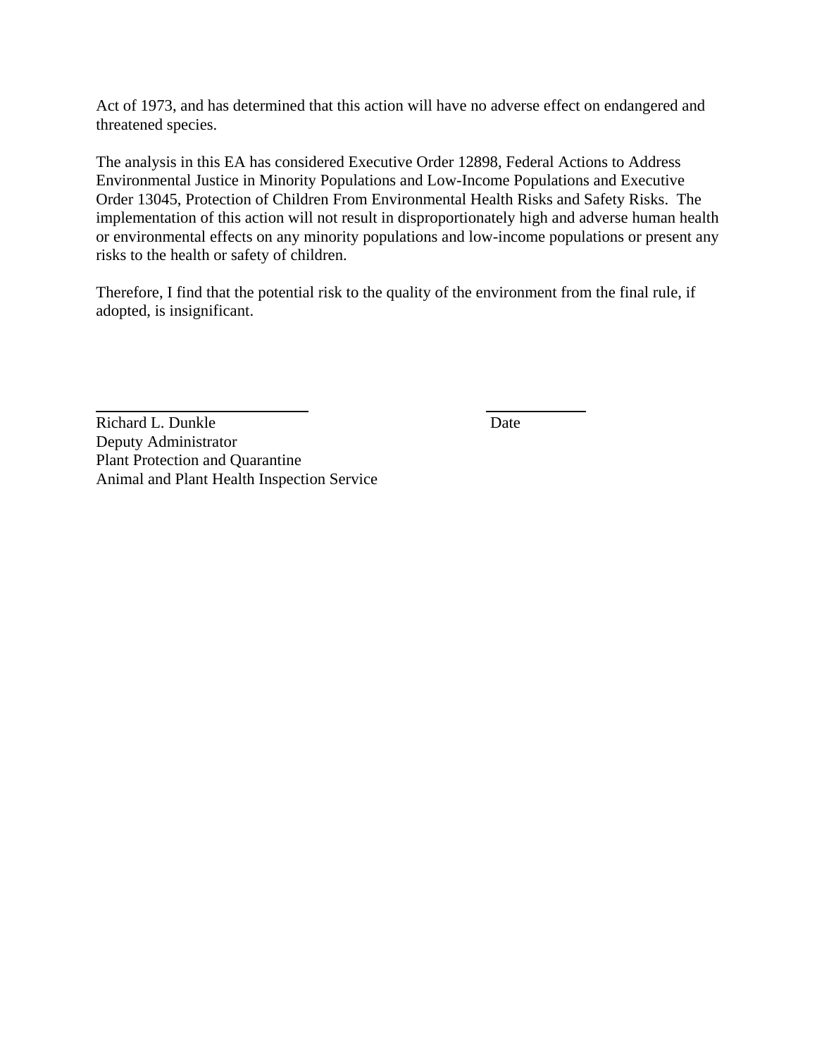Act of 1973, and has determined that this action will have no adverse effect on endangered and threatened species.

The analysis in this EA has considered Executive Order 12898, Federal Actions to Address Environmental Justice in Minority Populations and Low-Income Populations and Executive Order 13045, Protection of Children From Environmental Health Risks and Safety Risks. The implementation of this action will not result in disproportionately high and adverse human health or environmental effects on any minority populations and low-income populations or present any risks to the health or safety of children.

Therefore, I find that the potential risk to the quality of the environment from the final rule, if adopted, is insignificant.

\_\_\_\_\_\_\_\_\_\_\_\_\_\_\_\_\_\_\_\_\_\_\_\_\_\_\_\_ \_\_\_\_\_\_\_\_\_\_\_\_\_

Richard L. Dunkle Date
Deputy Administrator
Plant Protection and Quarantine
Animal and Plant Health Inspection Service